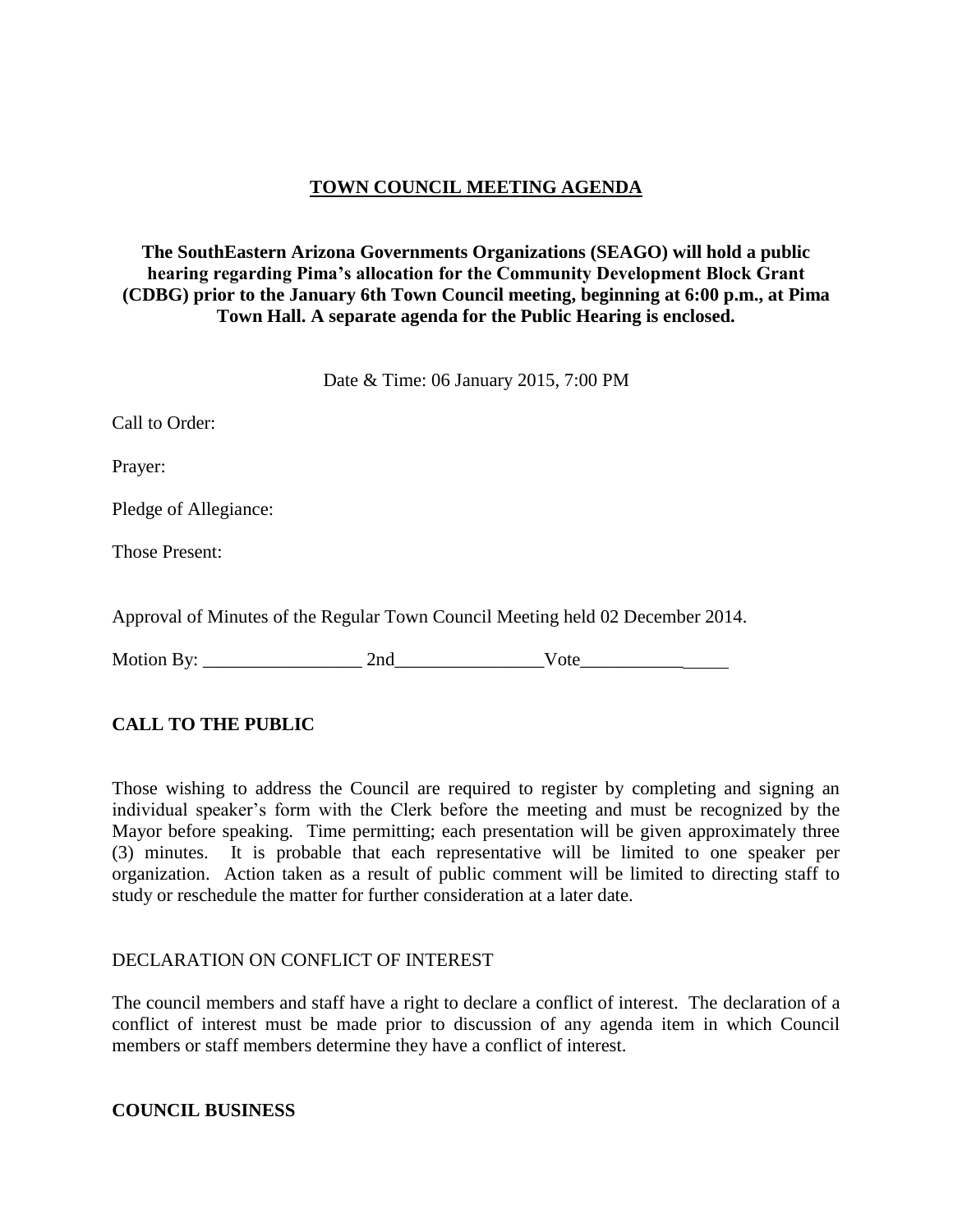# TOWN COUNCIL MEETING AGENDA

**The SouthEastern Arizona Governments Organizations (SEAGO) will hold a public hearing regarding Pima's allocation for the Community Development Block Grant (CDBG) prior to the January 6th Town Council meeting, beginning at 6:00 p.m., at Pima Town Hall. A separate agenda for the Public Hearing is enclosed.**

Date & Time: 06 January 2015, 7:00 PM

Call to Order:

Prayer:

Pledge of Allegiance:

Those Present:

Approval of Minutes of the Regular Town Council Meeting held 02 December 2014.

Motion By: _________________ 2nd________________Vote________________

## CALL TO THE PUBLIC

Those wishing to address the Council are required to register by completing and signing an individual speaker's form with the Clerk before the meeting and must be recognized by the Mayor before speaking. Time permitting; each presentation will be given approximately three (3) minutes. It is probable that each representative will be limited to one speaker per organization. Action taken as a result of public comment will be limited to directing staff to study or reschedule the matter for further consideration at a later date.

DECLARATION ON CONFLICT OF INTEREST

The council members and staff have a right to declare a conflict of interest. The declaration of a conflict of interest must be made prior to discussion of any agenda item in which Council members or staff members determine they have a conflict of interest.

## COUNCIL BUSINESS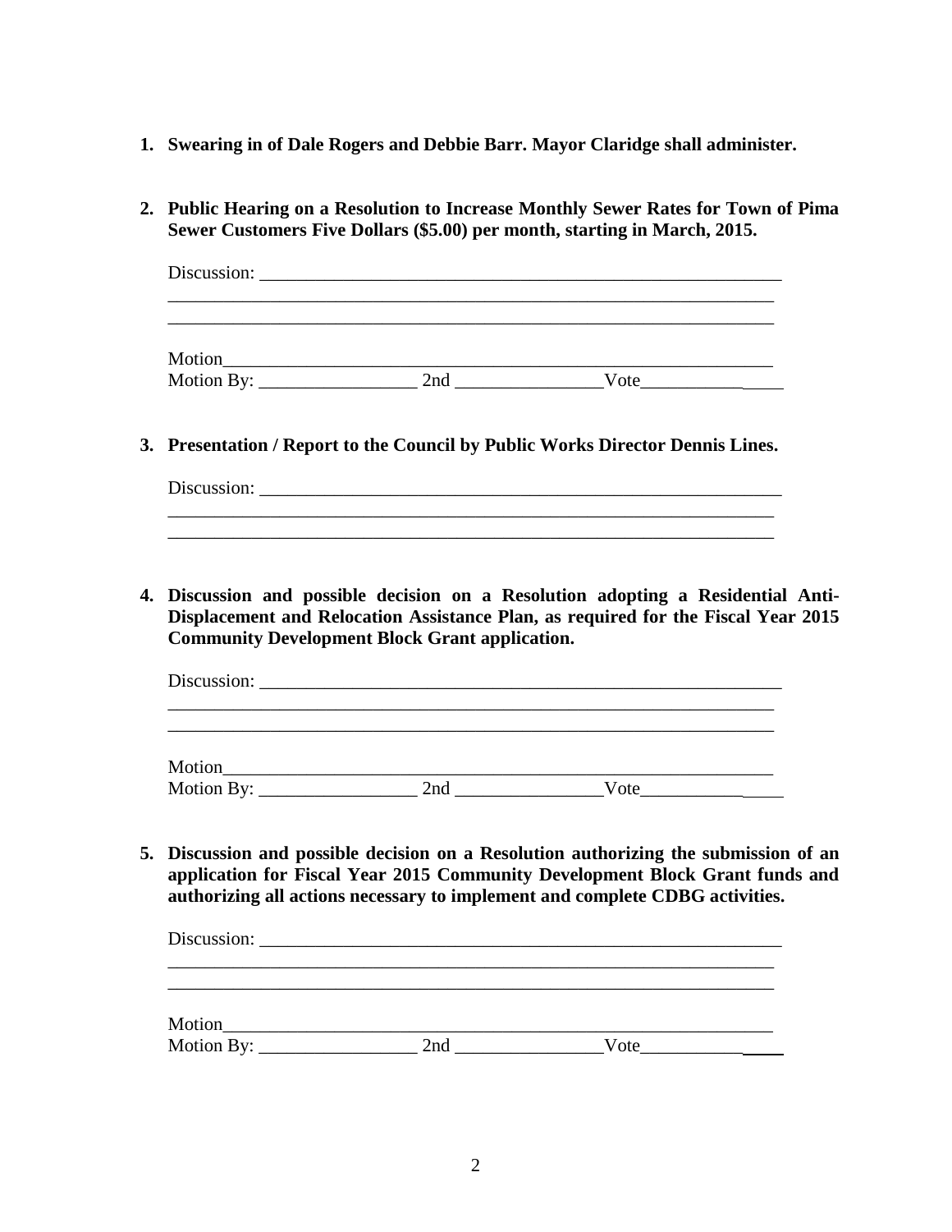1. **Swearing in of Dale Rogers and Debbie Barr. Mayor Claridge shall administer.**

2. **Public Hearing on a Resolution to Increase Monthly Sewer Rates for Town of Pima Sewer Customers Five Dollars ($5.00) per month, starting in March, 2015.**

   Discussion: ____________________________________________________________
   ____________________________________________________________________
   ____________________________________________________________________

   Motion_______________________________________________________________
   Motion By: _________________ 2nd ________________Vote_______________

3. **Presentation / Report to the Council by Public Works Director Dennis Lines.**

   Discussion: ____________________________________________________________
   ____________________________________________________________________
   ____________________________________________________________________

4. **Discussion and possible decision on a Resolution adopting a Residential Anti-Displacement and Relocation Assistance Plan, as required for the Fiscal Year 2015 Community Development Block Grant application.**

   Discussion: ____________________________________________________________
   ____________________________________________________________________
   ____________________________________________________________________

   Motion_______________________________________________________________
   Motion By: _________________ 2nd ________________Vote_______________

5. **Discussion and possible decision on a Resolution authorizing the submission of an application for Fiscal Year 2015 Community Development Block Grant funds and authorizing all actions necessary to implement and complete CDBG activities.**

   Discussion: ____________________________________________________________
   ____________________________________________________________________
   ____________________________________________________________________

   Motion_______________________________________________________________
   Motion By: _________________ 2nd ________________Vote_______________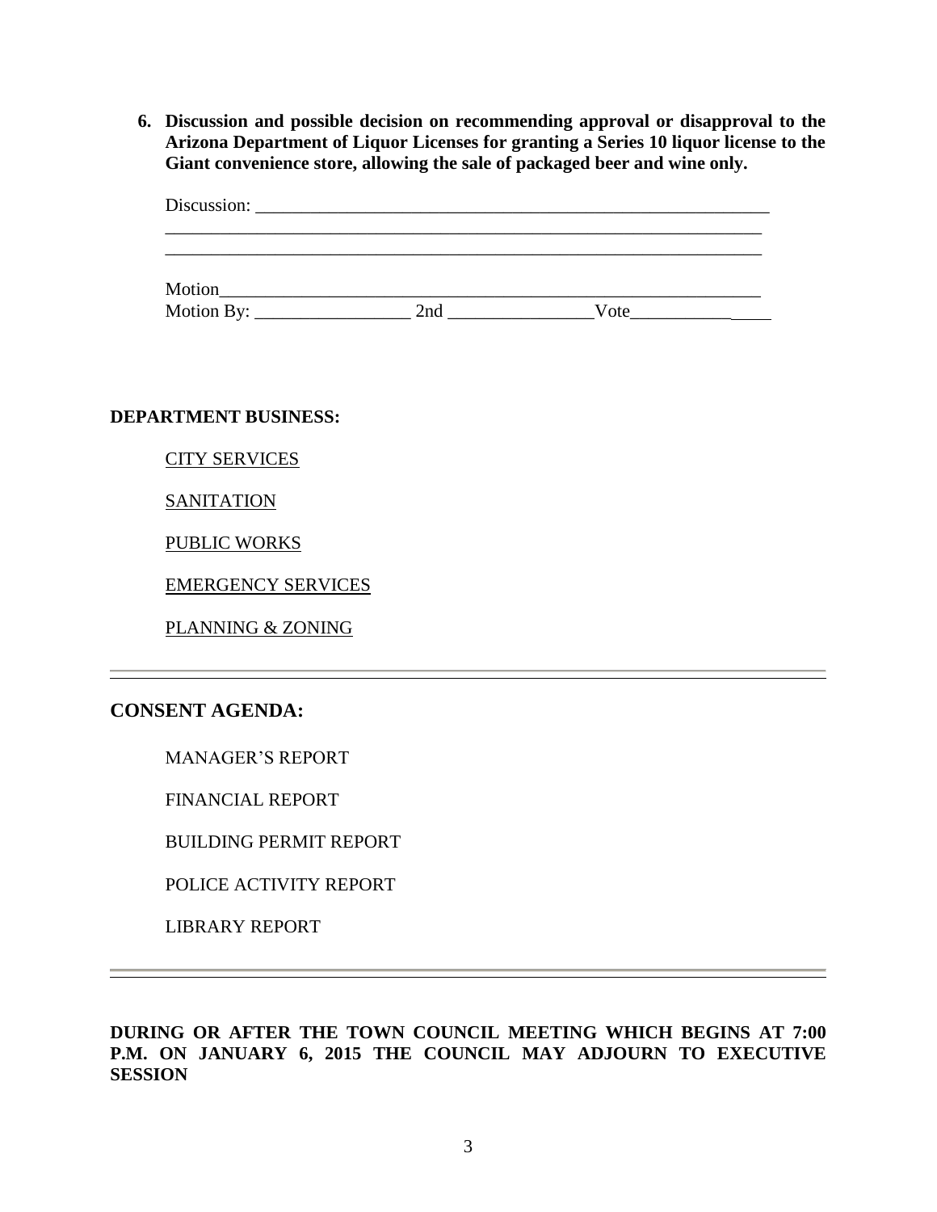**6. Discussion and possible decision on recommending approval or disapproval to the Arizona Department of Liquor Licenses for granting a Series 10 liquor license to the Giant convenience store, allowing the sale of packaged beer and wine only.**

Discussion: ___________________________________________________________

______________________________________________________________________

______________________________________________________________________

Motion_______________________________________________________________

Motion By: _________________ 2nd ________________Vote________________

**DEPARTMENT BUSINESS:**

CITY SERVICES

SANITATION

PUBLIC WORKS

EMERGENCY SERVICES

PLANNING & ZONING

---

## CONSENT AGENDA:

MANAGER'S REPORT

FINANCIAL REPORT

BUILDING PERMIT REPORT

POLICE ACTIVITY REPORT

LIBRARY REPORT

---

**DURING OR AFTER THE TOWN COUNCIL MEETING WHICH BEGINS AT 7:00 P.M. ON JANUARY 6, 2015 THE COUNCIL MAY ADJOURN TO EXECUTIVE SESSION**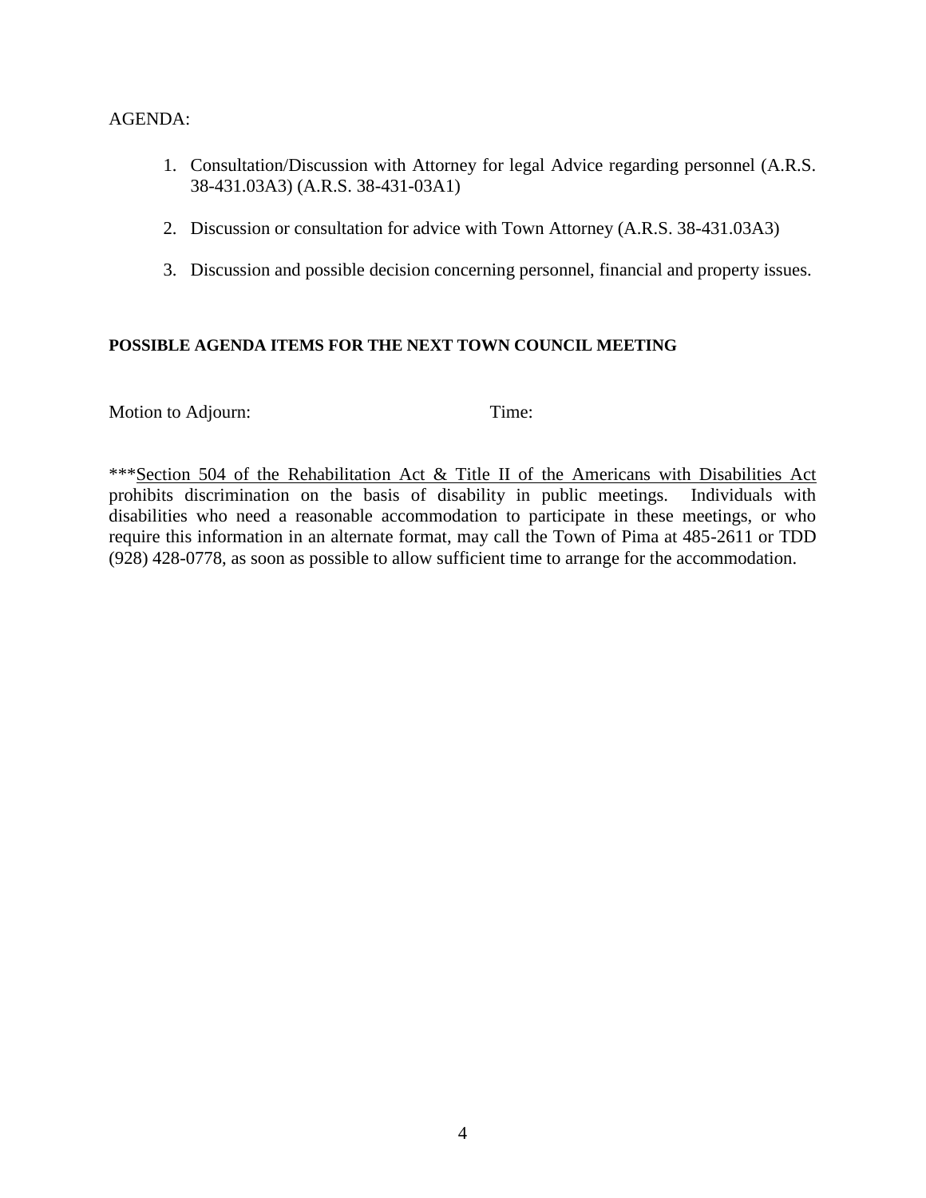AGENDA:

1. Consultation/Discussion with Attorney for legal Advice regarding personnel (A.R.S. 38-431.03A3) (A.R.S. 38-431-03A1)

2. Discussion or consultation for advice with Town Attorney (A.R.S. 38-431.03A3)

3. Discussion and possible decision concerning personnel, financial and property issues.

**POSSIBLE AGENDA ITEMS FOR THE NEXT TOWN COUNCIL MEETING**

Motion to Adjourn: Time:

***Section 504 of the Rehabilitation Act & Title II of the Americans with Disabilities Act prohibits discrimination on the basis of disability in public meetings. Individuals with disabilities who need a reasonable accommodation to participate in these meetings, or who require this information in an alternate format, may call the Town of Pima at 485-2611 or TDD (928) 428-0778, as soon as possible to allow sufficient time to arrange for the accommodation.